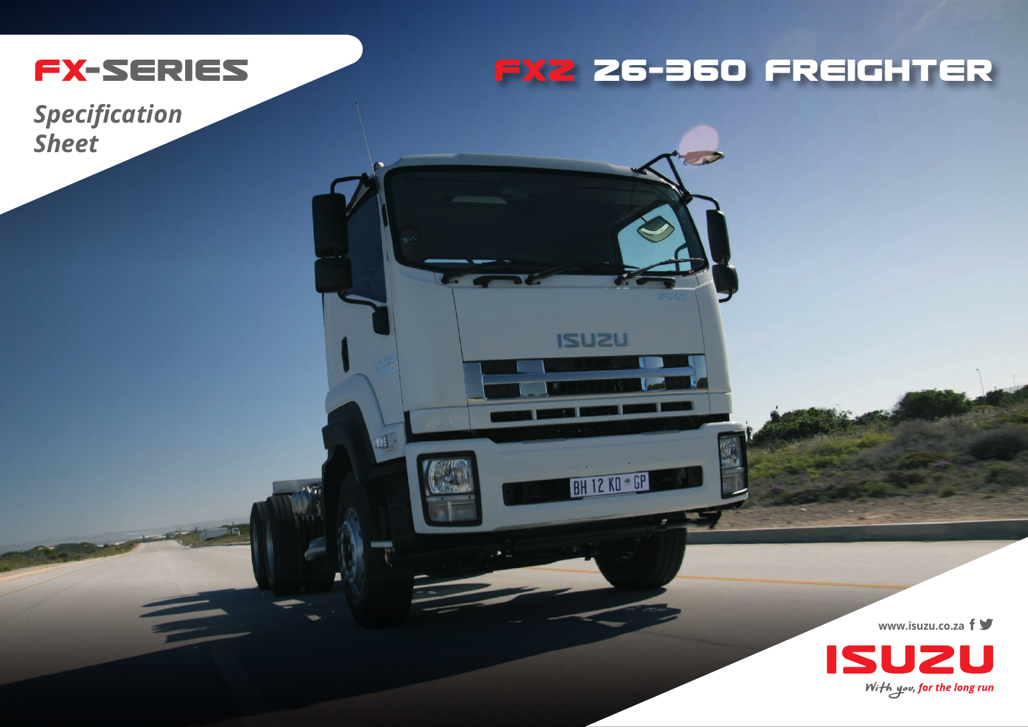# FX-SERIES

*Specification Sheet*

# FXZ 26-360 FREIGHTER

www.isuzu.co.za

ISUZU

*With you, for the long run*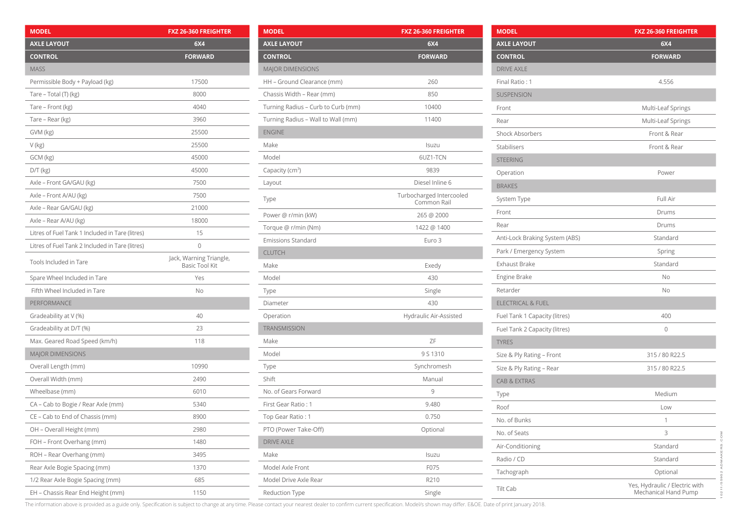| MODEL | FXZ 26-360 FREIGHTER |
|---|---|
| AXLE LAYOUT | 6X4 |
| CONTROL | FORWARD |
| MASS | |
| Permissible Body + Payload (kg) | 17500 |
| Tare – Total (T) (kg) | 8000 |
| Tare – Front (kg) | 4040 |
| Tare – Rear (kg) | 3960 |
| GVM (kg) | 25500 |
| V (kg) | 25500 |
| GCM (kg) | 45000 |
| D/T (kg) | 45000 |
| Axle – Front GA/GAU (kg) | 7500 |
| Axle – Front A/AU (kg) | 7500 |
| Axle – Rear GA/GAU (kg) | 21000 |
| Axle – Rear A/AU (kg) | 18000 |
| Litres of Fuel Tank 1 Included in Tare (litres) | 15 |
| Litres of Fuel Tank 2 Included in Tare (litres) | 0 |
| Tools Included in Tare | Jack, Warning Triangle, Basic Tool Kit |
| Spare Wheel Included in Tare | Yes |
| Fifth Wheel Included in Tare | No |
| PERFORMANCE | |
| Gradeability at V (%) | 40 |
| Gradeability at D/T (%) | 23 |
| Max. Geared Road Speed (km/h) | 118 |
| MAJOR DIMENSIONS | |
| Overall Length (mm) | 10990 |
| Overall Width (mm) | 2490 |
| Wheelbase (mm) | 6010 |
| CA – Cab to Bogie / Rear Axle (mm) | 5340 |
| CE – Cab to End of Chassis (mm) | 8900 |
| OH – Overall Height (mm) | 2980 |
| FOH – Front Overhang (mm) | 1480 |
| ROH – Rear Overhang (mm) | 3495 |
| Rear Axle Bogie Spacing (mm) | 1370 |
| 1/2 Rear Axle Bogie Spacing (mm) | 685 |
| EH – Chassis Rear End Height (mm) | 1150 |

| MODEL | FXZ 26-360 FREIGHTER |
|---|---|
| AXLE LAYOUT | 6X4 |
| CONTROL | FORWARD |
| MAJOR DIMENSIONS | |
| HH – Ground Clearance (mm) | 260 |
| Chassis Width – Rear (mm) | 850 |
| Turning Radius – Curb to Curb (mm) | 10400 |
| Turning Radius – Wall to Wall (mm) | 11400 |
| ENGINE | |
| Make | Isuzu |
| Model | 6UZ1-TCN |
| Capacity (cm³) | 9839 |
| Layout | Diesel Inline 6 |
| Type | Turbocharged Intercooled Common Rail |
| Power @ r/min (kW) | 265 @ 2000 |
| Torque @ r/min (Nm) | 1422 @ 1400 |
| Emissions Standard | Euro 3 |
| CLUTCH | |
| Make | Exedy |
| Model | 430 |
| Type | Single |
| Diameter | 430 |
| Operation | Hydraulic Air-Assisted |
| TRANSMISSION | |
| Make | ZF |
| Model | 9 S 1310 |
| Type | Synchromesh |
| Shift | Manual |
| No. of Gears Forward | 9 |
| First Gear Ratio : 1 | 9.480 |
| Top Gear Ratio : 1 | 0.750 |
| PTO (Power Take-Off) | Optional |
| DRIVE AXLE | |
| Make | Isuzu |
| Model Axle Front | F075 |
| Model Drive Axle Rear | R210 |
| Reduction Type | Single |

| MODEL | FXZ 26-360 FREIGHTER |
|---|---|
| AXLE LAYOUT | 6X4 |
| CONTROL | FORWARD |
| DRIVE AXLE | |
| Final Ratio : 1 | 4.556 |
| SUSPENSION | |
| Front | Multi-Leaf Springs |
| Rear | Multi-Leaf Springs |
| Shock Absorbers | Front & Rear |
| Stabilisers | Front & Rear |
| STEERING | |
| Operation | Power |
| BRAKES | |
| System Type | Full Air |
| Front | Drums |
| Rear | Drums |
| Anti-Lock Braking System (ABS) | Standard |
| Park / Emergency System | Spring |
| Exhaust Brake | Standard |
| Engine Brake | No |
| Retarder | No |
| ELECTRICAL & FUEL | |
| Fuel Tank 1 Capacity (litres) | 400 |
| Fuel Tank 2 Capacity (litres) | 0 |
| TYRES | |
| Size & Ply Rating – Front | 315 / 80 R22.5 |
| Size & Ply Rating – Rear | 315 / 80 R22.5 |
| CAB & EXTRAS | |
| Type | Medium |
| Roof | Low |
| No. of Bunks | 1 |
| No. of Seats | 3 |
| Air-Conditioning | Standard |
| Radio / CD | Standard |
| Tachograph | Optional |
| Tilt Cab | Yes, Hydraulic / Electric with Mechanical Hand Pump |

The information above is provided as a guide only. Specification is subject to change at any time. Please contact your nearest dealer to confirm current specification. Model/s shown may differ. E&OE. Date of print January 2018.